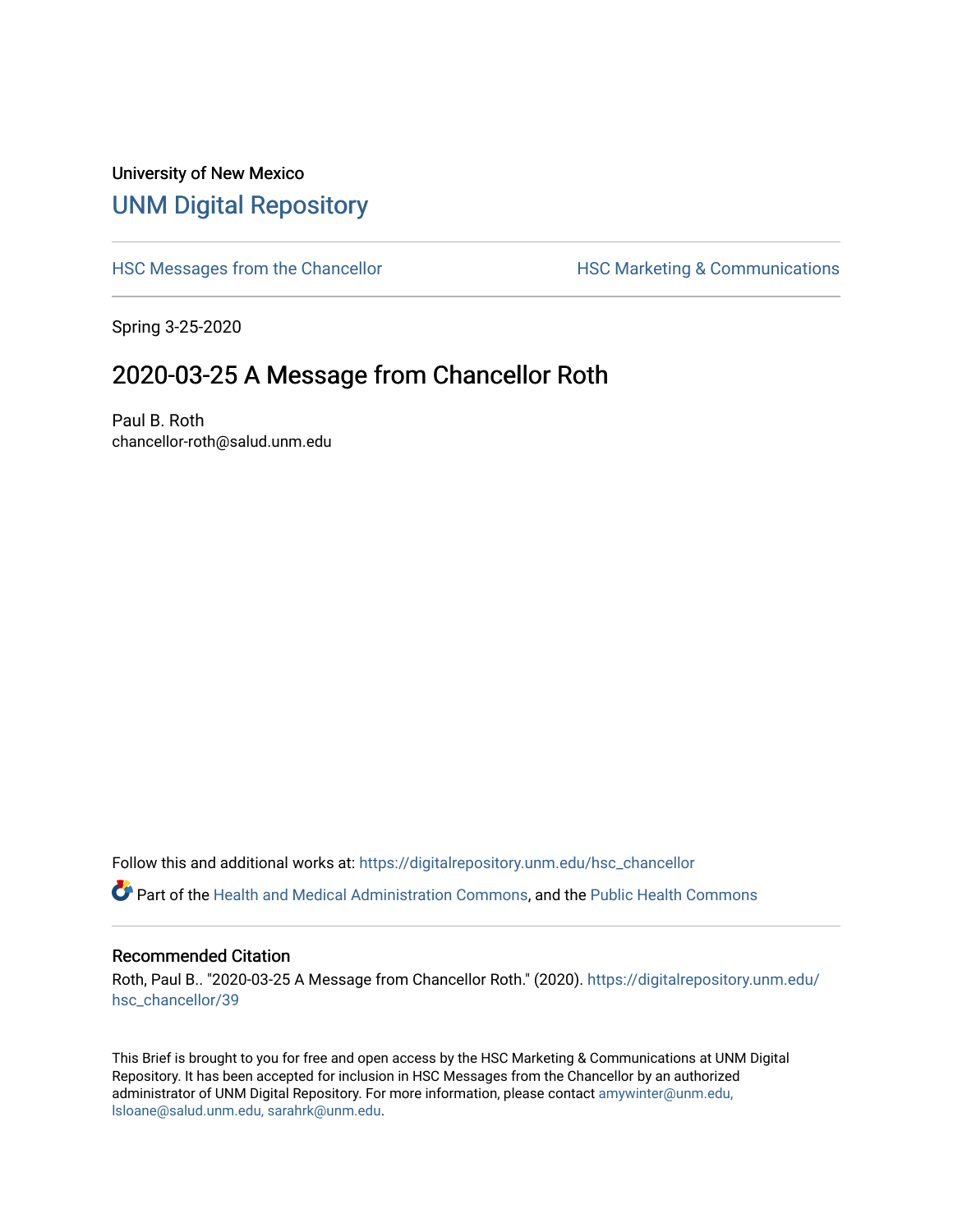University of New Mexico

# UNM Digital Repository

HSC Messages from the Chancellor

HSC Marketing & Communications

Spring 3-25-2020

## 2020-03-25 A Message from Chancellor Roth

Paul B. Roth
chancellor-roth@salud.unm.edu

Follow this and additional works at: https://digitalrepository.unm.edu/hsc_chancellor

Part of the Health and Medical Administration Commons, and the Public Health Commons

### Recommended Citation

Roth, Paul B.. "2020-03-25 A Message from Chancellor Roth." (2020). https://digitalrepository.unm.edu/hsc_chancellor/39

This Brief is brought to you for free and open access by the HSC Marketing & Communications at UNM Digital Repository. It has been accepted for inclusion in HSC Messages from the Chancellor by an authorized administrator of UNM Digital Repository. For more information, please contact amywinter@unm.edu, lsloane@salud.unm.edu, sarahrk@unm.edu.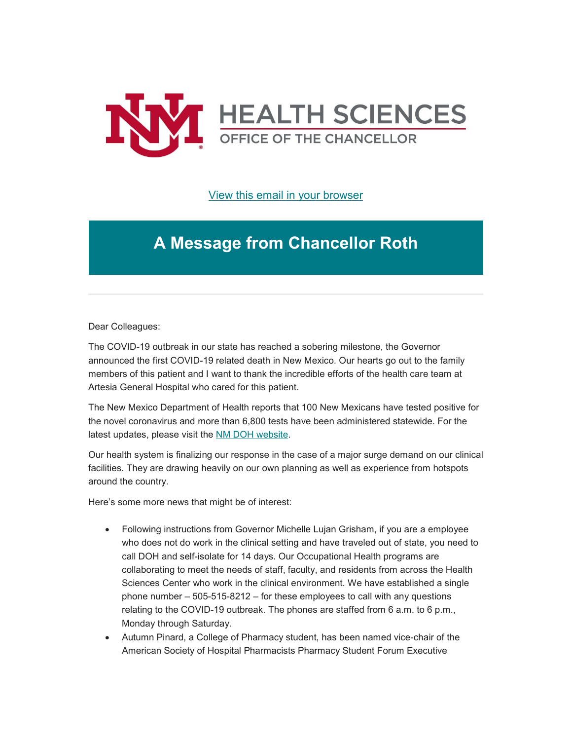HEALTH SCIENCES
OFFICE OF THE CHANCELLOR

[View this email in your browser]

# A Message from Chancellor Roth

Dear Colleagues:

The COVID-19 outbreak in our state has reached a sobering milestone, the Governor announced the first COVID-19 related death in New Mexico. Our hearts go out to the family members of this patient and I want to thank the incredible efforts of the health care team at Artesia General Hospital who cared for this patient.

The New Mexico Department of Health reports that 100 New Mexicans have tested positive for the novel coronavirus and more than 6,800 tests have been administered statewide. For the latest updates, please visit the [NM DOH website].

Our health system is finalizing our response in the case of a major surge demand on our clinical facilities. They are drawing heavily on our own planning as well as experience from hotspots around the country.

Here's some more news that might be of interest:

- Following instructions from Governor Michelle Lujan Grisham, if you are a employee who does not do work in the clinical setting and have traveled out of state, you need to call DOH and self-isolate for 14 days. Our Occupational Health programs are collaborating to meet the needs of staff, faculty, and residents from across the Health Sciences Center who work in the clinical environment. We have established a single phone number – 505-515-8212 – for these employees to call with any questions relating to the COVID-19 outbreak. The phones are staffed from 6 a.m. to 6 p.m., Monday through Saturday.
- Autumn Pinard, a College of Pharmacy student, has been named vice-chair of the American Society of Hospital Pharmacists Pharmacy Student Forum Executive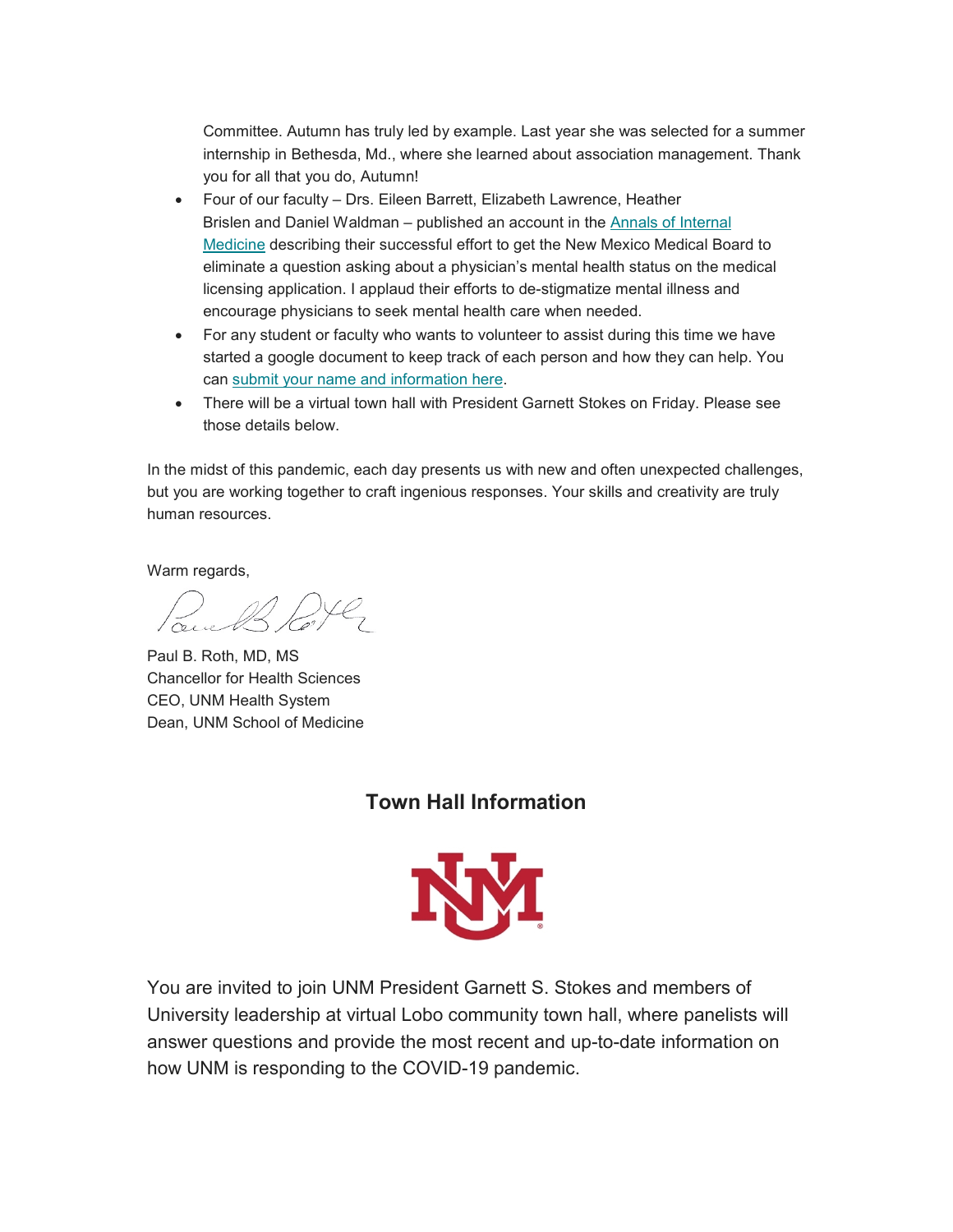Committee. Autumn has truly led by example. Last year she was selected for a summer internship in Bethesda, Md., where she learned about association management. Thank you for all that you do, Autumn!

- Four of our faculty – Drs. Eileen Barrett, Elizabeth Lawrence, Heather Brislen and Daniel Waldman – published an account in the Annals of Internal Medicine describing their successful effort to get the New Mexico Medical Board to eliminate a question asking about a physician's mental health status on the medical licensing application. I applaud their efforts to de-stigmatize mental illness and encourage physicians to seek mental health care when needed.
- For any student or faculty who wants to volunteer to assist during this time we have started a google document to keep track of each person and how they can help. You can submit your name and information here.
- There will be a virtual town hall with President Garnett Stokes on Friday. Please see those details below.

In the midst of this pandemic, each day presents us with new and often unexpected challenges, but you are working together to craft ingenious responses. Your skills and creativity are truly human resources.

Warm regards,

Paul B. Roth, MD, MS
Chancellor for Health Sciences
CEO, UNM Health System
Dean, UNM School of Medicine

## Town Hall Information

You are invited to join UNM President Garnett S. Stokes and members of University leadership at virtual Lobo community town hall, where panelists will answer questions and provide the most recent and up-to-date information on how UNM is responding to the COVID-19 pandemic.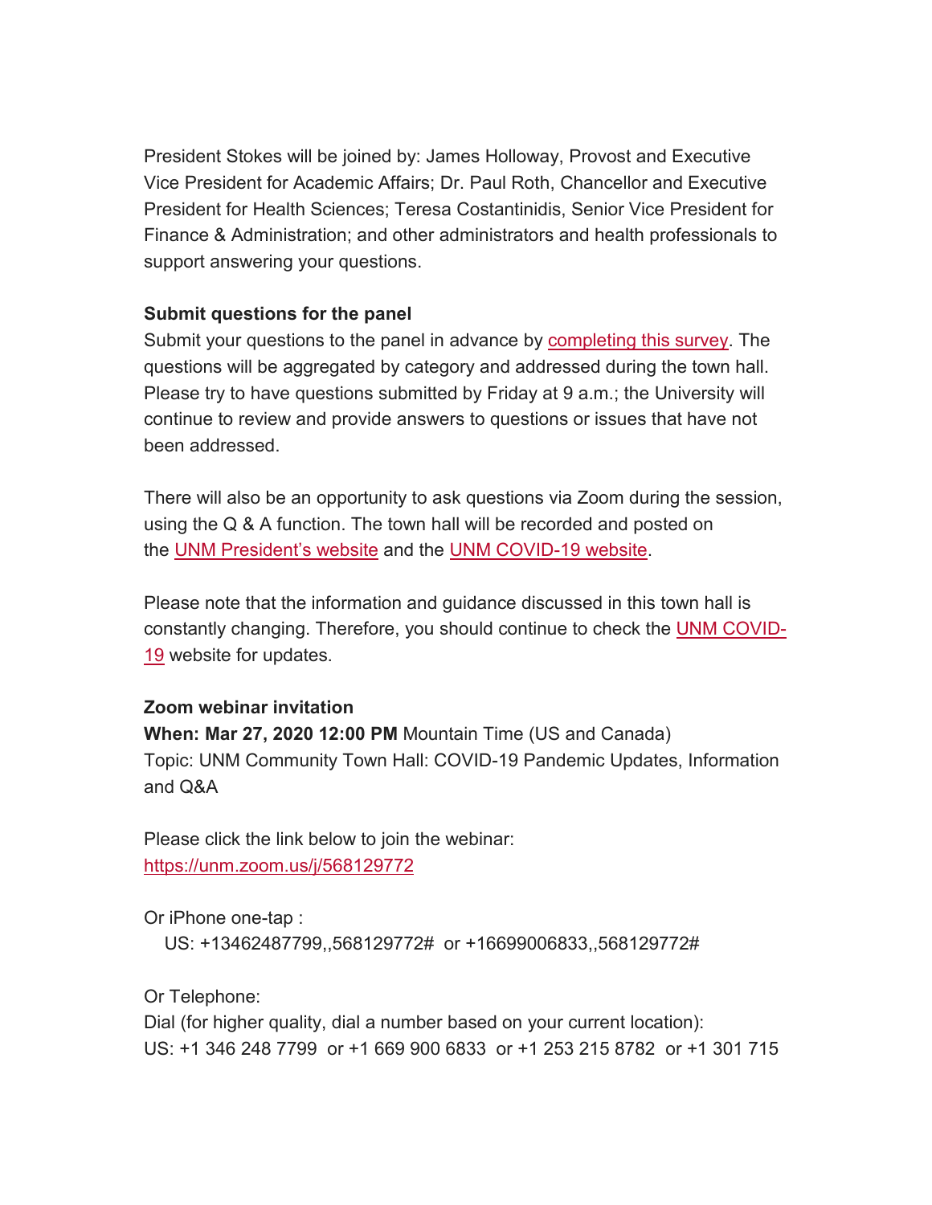President Stokes will be joined by: James Holloway, Provost and Executive Vice President for Academic Affairs; Dr. Paul Roth, Chancellor and Executive President for Health Sciences; Teresa Costantinidis, Senior Vice President for Finance & Administration; and other administrators and health professionals to support answering your questions.

**Submit questions for the panel**
Submit your questions to the panel in advance by [completing this survey](). The questions will be aggregated by category and addressed during the town hall. Please try to have questions submitted by Friday at 9 a.m.; the University will continue to review and provide answers to questions or issues that have not been addressed.

There will also be an opportunity to ask questions via Zoom during the session, using the Q & A function. The town hall will be recorded and posted on the [UNM President's website]() and the [UNM COVID-19 website]().

Please note that the information and guidance discussed in this town hall is constantly changing. Therefore, you should continue to check the [UNM COVID-19]() website for updates.

**Zoom webinar invitation**
**When: Mar 27, 2020 12:00 PM** Mountain Time (US and Canada)
Topic: UNM Community Town Hall: COVID-19 Pandemic Updates, Information and Q&A

Please click the link below to join the webinar:
https://unm.zoom.us/j/568129772

Or iPhone one-tap :
US: +13462487799,,568129772# or +16699006833,,568129772#

Or Telephone:
Dial (for higher quality, dial a number based on your current location):
US: +1 346 248 7799 or +1 669 900 6833 or +1 253 215 8782 or +1 301 715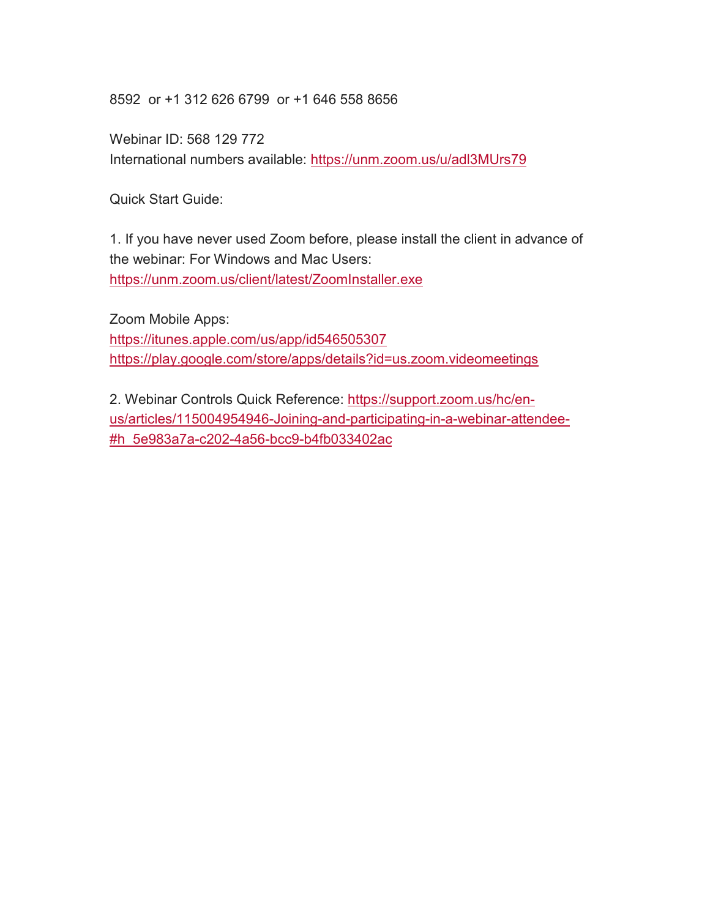8592 or +1 312 626 6799 or +1 646 558 8656

Webinar ID: 568 129 772
International numbers available: https://unm.zoom.us/u/adl3MUrs79

Quick Start Guide:

1. If you have never used Zoom before, please install the client in advance of the webinar: For Windows and Mac Users: https://unm.zoom.us/client/latest/ZoomInstaller.exe

Zoom Mobile Apps:
https://itunes.apple.com/us/app/id546505307
https://play.google.com/store/apps/details?id=us.zoom.videomeetings

2. Webinar Controls Quick Reference: https://support.zoom.us/hc/en-us/articles/115004954946-Joining-and-participating-in-a-webinar-attendee-#h_5e983a7a-c202-4a56-bcc9-b4fb033402ac